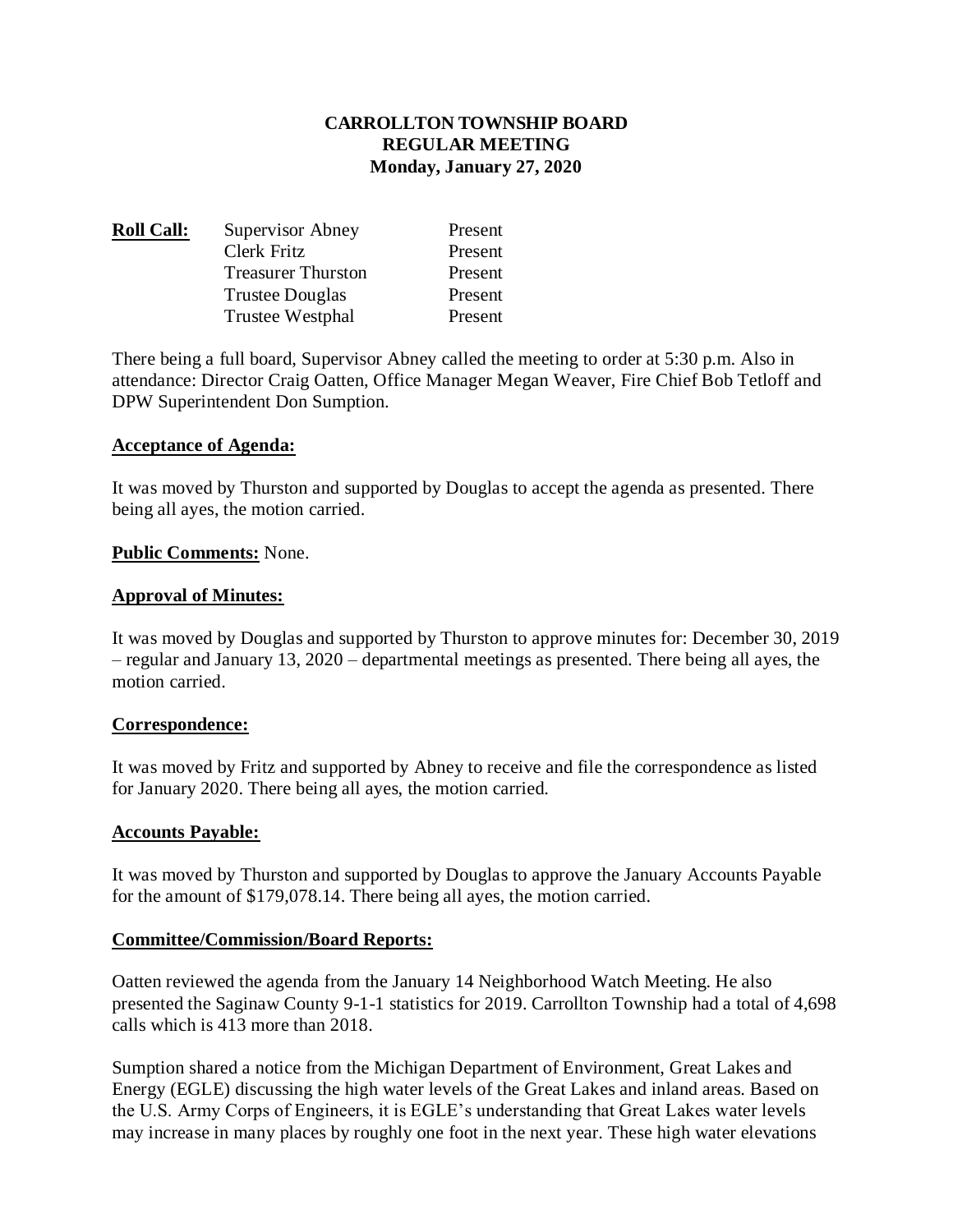**CARROLLTON TOWNSHIP BOARD**
**REGULAR MEETING**
**Monday, January 27, 2020**

| **Roll Call:** | Supervisor Abney | Present |
|---|---|---|
| | Clerk Fritz | Present |
| | Treasurer Thurston | Present |
| | Trustee Douglas | Present |
| | Trustee Westphal | Present |

There being a full board, Supervisor Abney called the meeting to order at 5:30 p.m. Also in attendance: Director Craig Oatten, Office Manager Megan Weaver, Fire Chief Bob Tetloff and DPW Superintendent Don Sumption.

**Acceptance of Agenda:**

It was moved by Thurston and supported by Douglas to accept the agenda as presented. There being all ayes, the motion carried.

**Public Comments:** None.

**Approval of Minutes:**

It was moved by Douglas and supported by Thurston to approve minutes for: December 30, 2019 – regular and January 13, 2020 – departmental meetings as presented. There being all ayes, the motion carried.

**Correspondence:**

It was moved by Fritz and supported by Abney to receive and file the correspondence as listed for January 2020. There being all ayes, the motion carried.

**Accounts Payable:**

It was moved by Thurston and supported by Douglas to approve the January Accounts Payable for the amount of $179,078.14. There being all ayes, the motion carried.

**Committee/Commission/Board Reports:**

Oatten reviewed the agenda from the January 14 Neighborhood Watch Meeting. He also presented the Saginaw County 9-1-1 statistics for 2019. Carrollton Township had a total of 4,698 calls which is 413 more than 2018.

Sumption shared a notice from the Michigan Department of Environment, Great Lakes and Energy (EGLE) discussing the high water levels of the Great Lakes and inland areas. Based on the U.S. Army Corps of Engineers, it is EGLE's understanding that Great Lakes water levels may increase in many places by roughly one foot in the next year. These high water elevations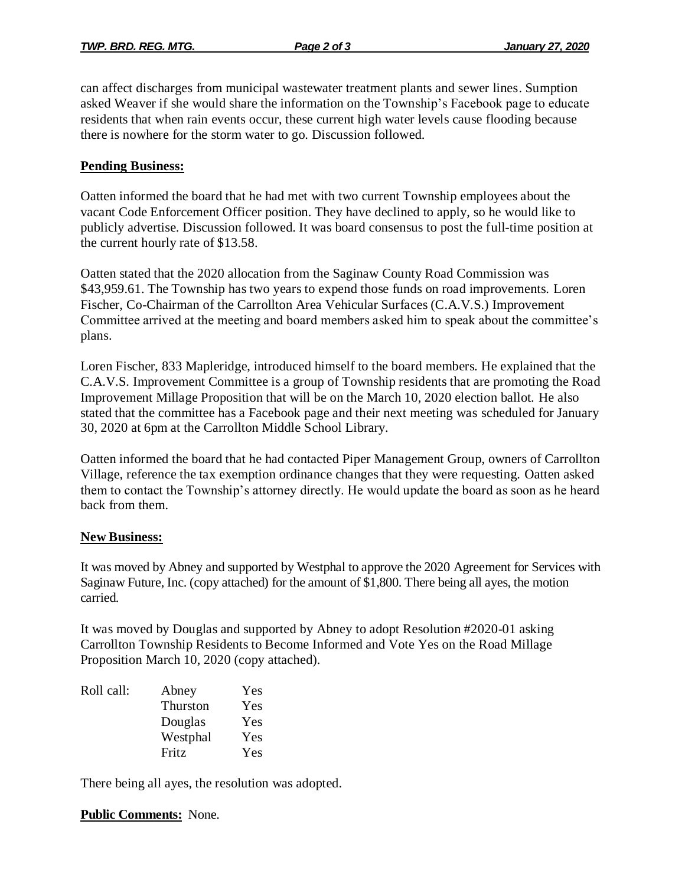can affect discharges from municipal wastewater treatment plants and sewer lines. Sumption asked Weaver if she would share the information on the Township's Facebook page to educate residents that when rain events occur, these current high water levels cause flooding because there is nowhere for the storm water to go. Discussion followed.

**Pending Business:**

Oatten informed the board that he had met with two current Township employees about the vacant Code Enforcement Officer position. They have declined to apply, so he would like to publicly advertise. Discussion followed. It was board consensus to post the full-time position at the current hourly rate of $13.58.

Oatten stated that the 2020 allocation from the Saginaw County Road Commission was $43,959.61. The Township has two years to expend those funds on road improvements. Loren Fischer, Co-Chairman of the Carrollton Area Vehicular Surfaces (C.A.V.S.) Improvement Committee arrived at the meeting and board members asked him to speak about the committee's plans.

Loren Fischer, 833 Mapleridge, introduced himself to the board members. He explained that the C.A.V.S. Improvement Committee is a group of Township residents that are promoting the Road Improvement Millage Proposition that will be on the March 10, 2020 election ballot. He also stated that the committee has a Facebook page and their next meeting was scheduled for January 30, 2020 at 6pm at the Carrollton Middle School Library.

Oatten informed the board that he had contacted Piper Management Group, owners of Carrollton Village, reference the tax exemption ordinance changes that they were requesting. Oatten asked them to contact the Township's attorney directly. He would update the board as soon as he heard back from them.

**New Business:**

It was moved by Abney and supported by Westphal to approve the 2020 Agreement for Services with Saginaw Future, Inc. (copy attached) for the amount of $1,800. There being all ayes, the motion carried.

It was moved by Douglas and supported by Abney to adopt Resolution #2020-01 asking Carrollton Township Residents to Become Informed and Vote Yes on the Road Millage Proposition March 10, 2020 (copy attached).

| Roll call: | Abney | Yes |
|---|---|---|
| | Thurston | Yes |
| | Douglas | Yes |
| | Westphal | Yes |
| | Fritz | Yes |

There being all ayes, the resolution was adopted.

**Public Comments:** None.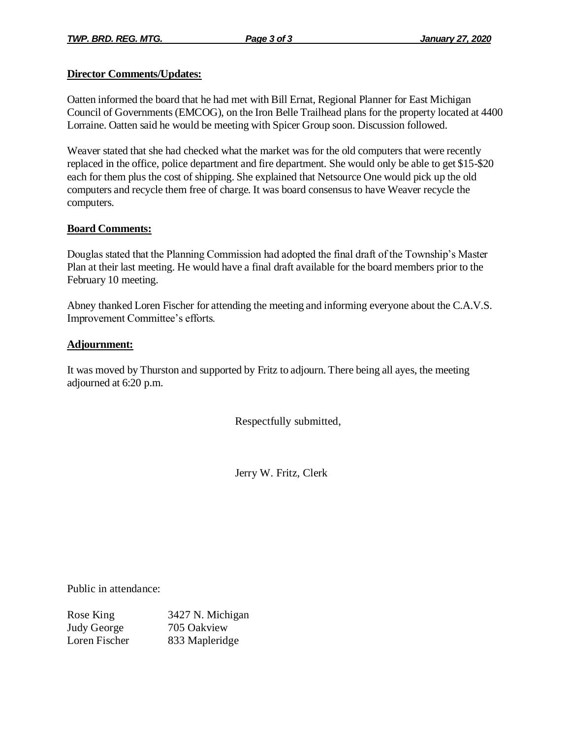**Director Comments/Updates:**

Oatten informed the board that he had met with Bill Ernat, Regional Planner for East Michigan Council of Governments (EMCOG), on the Iron Belle Trailhead plans for the property located at 4400 Lorraine. Oatten said he would be meeting with Spicer Group soon. Discussion followed.

Weaver stated that she had checked what the market was for the old computers that were recently replaced in the office, police department and fire department. She would only be able to get $15-$20 each for them plus the cost of shipping. She explained that Netsource One would pick up the old computers and recycle them free of charge. It was board consensus to have Weaver recycle the computers.

**Board Comments:**

Douglas stated that the Planning Commission had adopted the final draft of the Township's Master Plan at their last meeting. He would have a final draft available for the board members prior to the February 10 meeting.

Abney thanked Loren Fischer for attending the meeting and informing everyone about the C.A.V.S. Improvement Committee's efforts.

**Adjournment:**

It was moved by Thurston and supported by Fritz to adjourn. There being all ayes, the meeting adjourned at 6:20 p.m.

Respectfully submitted,

Jerry W. Fritz, Clerk

Public in attendance:

| | |
|---|---|
| Rose King | 3427 N. Michigan |
| Judy George | 705 Oakview |
| Loren Fischer | 833 Mapleridge |